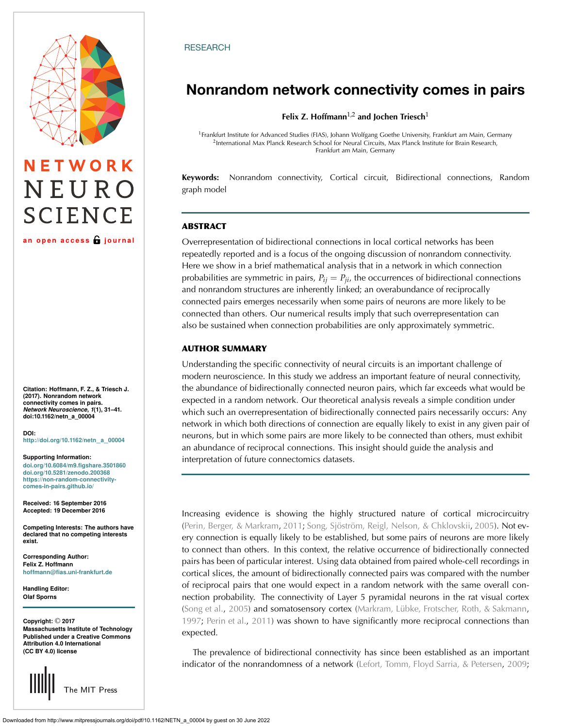RESEARCH

# Nonrandom network connectivity comes in pairs

**Felix Z. Hoffmann[1,2] and Jochen Triesch[1]**

[1]Frankfurt Institute for Advanced Studies (FIAS), Johann Wolfgang Goethe University, Frankfurt am Main, Germany
[2]International Max Planck Research School for Neural Circuits, Max Planck Institute for Brain Research, Frankfurt am Main, Germany

**Keywords:** Nonrandom connectivity, Cortical circuit, Bidirectional connections, Random graph model

## ABSTRACT

Overrepresentation of bidirectional connections in local cortical networks has been repeatedly reported and is a focus of the ongoing discussion of nonrandom connectivity. Here we show in a brief mathematical analysis that in a network in which connection probabilities are symmetric in pairs, $P_{ij} = P_{ji}$, the occurrences of bidirectional connections and nonrandom structures are inherently linked; an overabundance of reciprocally connected pairs emerges necessarily when some pairs of neurons are more likely to be connected than others. Our numerical results imply that such overrepresentation can also be sustained when connection probabilities are only approximately symmetric.

## AUTHOR SUMMARY

Understanding the specific connectivity of neural circuits is an important challenge of modern neuroscience. In this study we address an important feature of neural connectivity, the abundance of bidirectionally connected neuron pairs, which far exceeds what would be expected in a random network. Our theoretical analysis reveals a simple condition under which such an overrepresentation of bidirectionally connected pairs necessarily occurs: Any network in which both directions of connection are equally likely to exist in any given pair of neurons, but in which some pairs are more likely to be connected than others, must exhibit an abundance of reciprocal connections. This insight should guide the analysis and interpretation of future connectomics datasets.

Citation: Hoffmann, F. Z., & Triesch J. (2017). Nonrandom network connectivity comes in pairs. *Network Neuroscience*, *1*(1), 31–41. doi:10.1162/netn_a_00004

DOI: http://doi.org/10.1162/netn_a_00004

Supporting Information:
doi.org/10.6084/m9.figshare.3501860
doi.org/10.5281/zenodo.200368
https://non-random-connectivity-comes-in-pairs.github.io/

Received: 16 September 2016
Accepted: 19 December 2016

Competing Interests: The authors have declared that no competing interests exist.

Corresponding Author:
Felix Z. Hoffmann
hoffmann@fias.uni-frankfurt.de

Handling Editor:
Olaf Sporns

Copyright: © 2017
Massachusetts Institute of Technology
Published under a Creative Commons Attribution 4.0 International (CC BY 4.0) license

Increasing evidence is showing the highly structured nature of cortical microcircuitry (Perin, Berger, & Markram, 2011; Song, Sjöström, Reigl, Nelson, & Chklovskii, 2005). Not every connection is equally likely to be established, but some pairs of neurons are more likely to connect than others. In this context, the relative occurrence of bidirectionally connected pairs has been of particular interest. Using data obtained from paired whole-cell recordings in cortical slices, the amount of bidirectionally connected pairs was compared with the number of reciprocal pairs that one would expect in a random network with the same overall connection probability. The connectivity of Layer 5 pyramidal neurons in the rat visual cortex (Song et al., 2005) and somatosensory cortex (Markram, Lübke, Frotscher, Roth, & Sakmann, 1997; Perin et al., 2011) was shown to have significantly more reciprocal connections than expected.

The prevalence of bidirectional connectivity has since been established as an important indicator of the nonrandomness of a network (Lefort, Tomm, Floyd Sarria, & Petersen, 2009;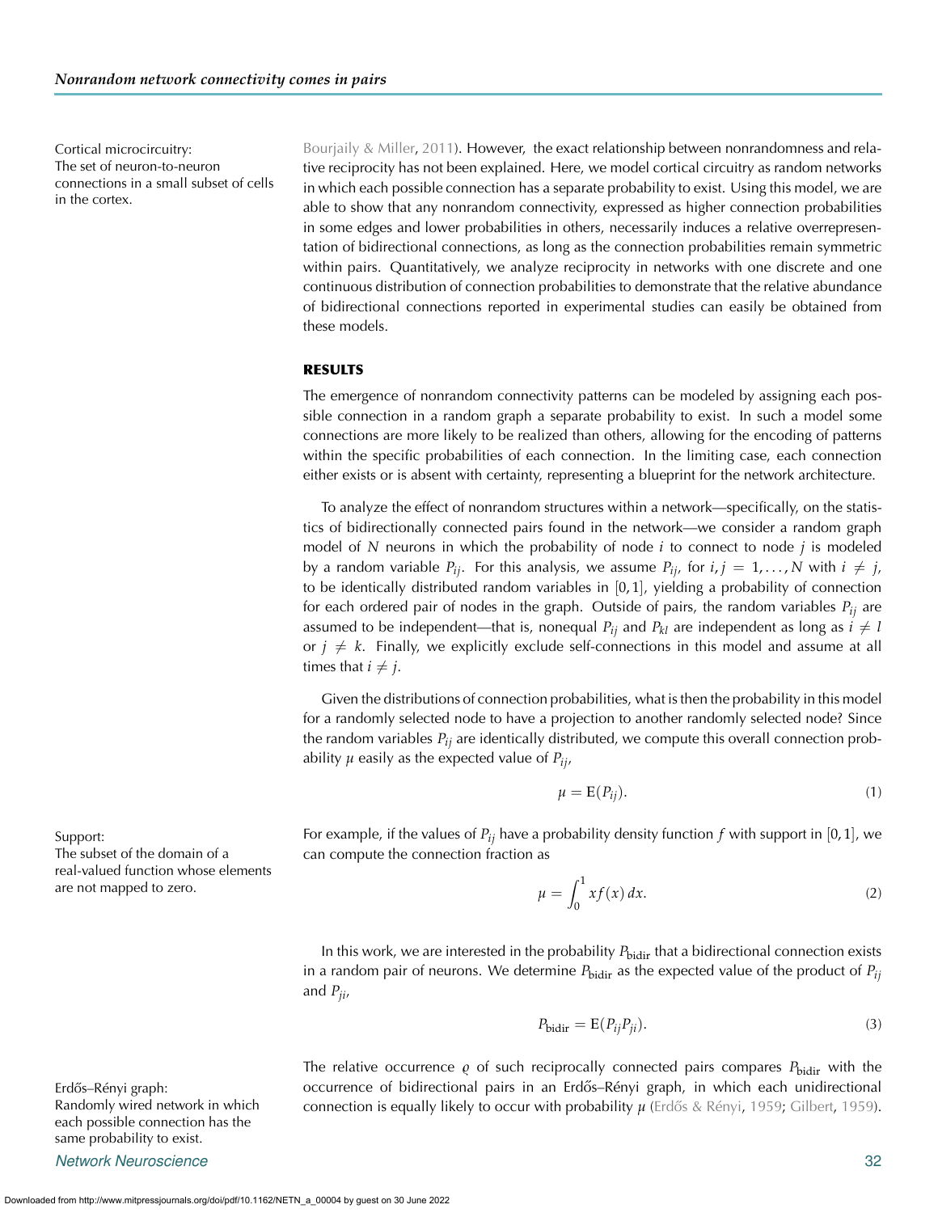Bourjaily & Miller, 2011). However, the exact relationship between nonrandomness and relative reciprocity has not been explained. Here, we model cortical circuitry as random networks in which each possible connection has a separate probability to exist. Using this model, we are able to show that any nonrandom connectivity, expressed as higher connection probabilities in some edges and lower probabilities in others, necessarily induces a relative overrepresentation of bidirectional connections, as long as the connection probabilities remain symmetric within pairs. Quantitatively, we analyze reciprocity in networks with one discrete and one continuous distribution of connection probabilities to demonstrate that the relative abundance of bidirectional connections reported in experimental studies can easily be obtained from these models.

Cortical microcircuitry:
The set of neuron-to-neuron connections in a small subset of cells in the cortex.

## RESULTS

The emergence of nonrandom connectivity patterns can be modeled by assigning each possible connection in a random graph a separate probability to exist. In such a model some connections are more likely to be realized than others, allowing for the encoding of patterns within the specific probabilities of each connection. In the limiting case, each connection either exists or is absent with certainty, representing a blueprint for the network architecture.

To analyze the effect of nonrandom structures within a network—specifically, on the statistics of bidirectionally connected pairs found in the network—we consider a random graph model of $N$ neurons in which the probability of node $i$ to connect to node $j$ is modeled by a random variable $P_{ij}$. For this analysis, we assume $P_{ij}$, for $i, j = 1, \ldots, N$ with $i \neq j$, to be identically distributed random variables in $[0, 1]$, yielding a probability of connection for each ordered pair of nodes in the graph. Outside of pairs, the random variables $P_{ij}$ are assumed to be independent—that is, nonequal $P_{ij}$ and $P_{kl}$ are independent as long as $i \neq l$ or $j \neq k$. Finally, we explicitly exclude self-connections in this model and assume at all times that $i \neq j$.

Given the distributions of connection probabilities, what is then the probability in this model for a randomly selected node to have a projection to another randomly selected node? Since the random variables $P_{ij}$ are identically distributed, we compute this overall connection probability $\mu$ easily as the expected value of $P_{ij}$,

$$\mu = \mathrm{E}(P_{ij}). \tag{1}$$

For example, if the values of $P_{ij}$ have a probability density function $f$ with support in $[0, 1]$, we can compute the connection fraction as

$$\mu = \int_0^1 x f(x)\, dx. \tag{2}$$

Support:
The subset of the domain of a real-valued function whose elements are not mapped to zero.

In this work, we are interested in the probability $P_{\text{bidir}}$ that a bidirectional connection exists in a random pair of neurons. We determine $P_{\text{bidir}}$ as the expected value of the product of $P_{ij}$ and $P_{ji}$,

$$P_{\text{bidir}} = \mathrm{E}(P_{ij} P_{ji}). \tag{3}$$

The relative occurrence $\varrho$ of such reciprocally connected pairs compares $P_{\text{bidir}}$ with the occurrence of bidirectional pairs in an Erdős–Rényi graph, in which each unidirectional connection is equally likely to occur with probability $\mu$ (Erdős & Rényi, 1959; Gilbert, 1959).

Erdős–Rényi graph:
Randomly wired network in which each possible connection has the same probability to exist.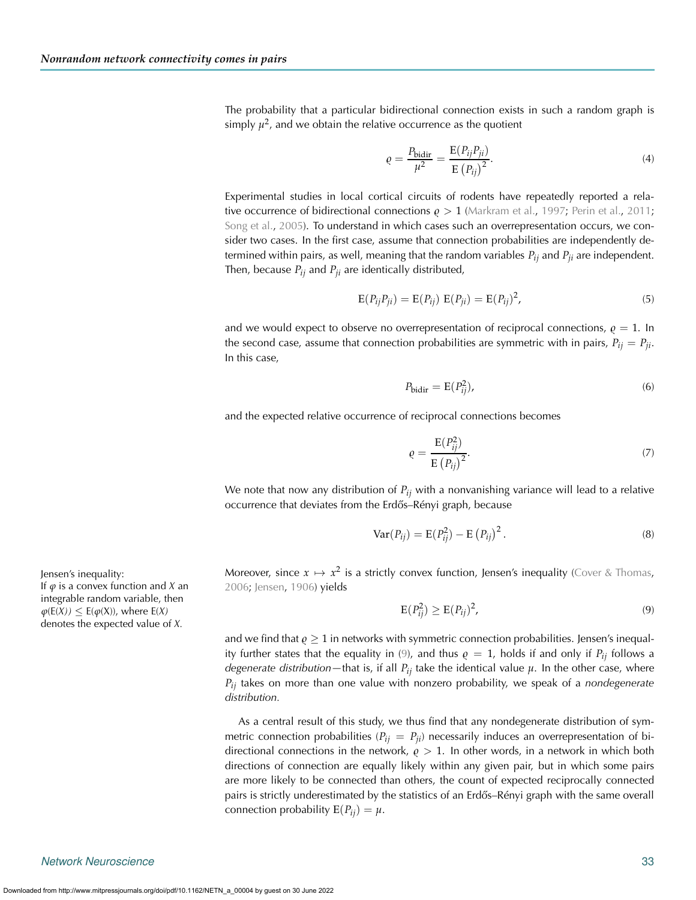The probability that a particular bidirectional connection exists in such a random graph is simply $\mu^2$, and we obtain the relative occurrence as the quotient

$$\varrho = \frac{P_{\text{bidir}}}{\mu^2} = \frac{\mathrm{E}(P_{ij}P_{ji})}{\mathrm{E}\left(P_{ij}\right)^2}. \tag{4}$$

Experimental studies in local cortical circuits of rodents have repeatedly reported a relative occurrence of bidirectional connections $\varrho > 1$ (Markram et al., 1997; Perin et al., 2011; Song et al., 2005). To understand in which cases such an overrepresentation occurs, we consider two cases. In the first case, assume that connection probabilities are independently determined within pairs, as well, meaning that the random variables $P_{ij}$ and $P_{ji}$ are independent. Then, because $P_{ij}$ and $P_{ji}$ are identically distributed,

$$\mathrm{E}(P_{ij}P_{ji}) = \mathrm{E}(P_{ij})\ \mathrm{E}(P_{ji}) = \mathrm{E}(P_{ij})^2, \tag{5}$$

and we would expect to observe no overrepresentation of reciprocal connections, $\varrho = 1$. In the second case, assume that connection probabilities are symmetric with in pairs, $P_{ij} = P_{ji}$. In this case,

$$P_{\text{bidir}} = \mathrm{E}(P_{ij}^2), \tag{6}$$

and the expected relative occurrence of reciprocal connections becomes

$$\varrho = \frac{\mathrm{E}(P_{ij}^2)}{\mathrm{E}\left(P_{ij}\right)^2}. \tag{7}$$

We note that now any distribution of $P_{ij}$ with a nonvanishing variance will lead to a relative occurrence that deviates from the Erdős–Rényi graph, because

$$\mathrm{Var}(P_{ij}) = \mathrm{E}(P_{ij}^2) - \mathrm{E}\left(P_{ij}\right)^2. \tag{8}$$

Jensen's inequality:
If $\varphi$ is a convex function and $X$ an integrable random variable, then $\varphi(\mathrm{E}(X)) \leq \mathrm{E}(\varphi(X))$, where $\mathrm{E}(X)$ denotes the expected value of $X$.

Moreover, since $x \mapsto x^2$ is a strictly convex function, Jensen's inequality (Cover & Thomas, 2006; Jensen, 1906) yields

$$\mathrm{E}(P_{ij}^2) \geq \mathrm{E}(P_{ij})^2, \tag{9}$$

and we find that $\varrho \geq 1$ in networks with symmetric connection probabilities. Jensen's inequality further states that the equality in (9), and thus $\varrho = 1$, holds if and only if $P_{ij}$ follows a *degenerate distribution*—that is, if all $P_{ij}$ take the identical value $\mu$. In the other case, where $P_{ij}$ takes on more than one value with nonzero probability, we speak of a *nondegenerate distribution.*

As a central result of this study, we thus find that any nondegenerate distribution of symmetric connection probabilities ($P_{ij} = P_{ji}$) necessarily induces an overrepresentation of bidirectional connections in the network, $\varrho > 1$. In other words, in a network in which both directions of connection are equally likely within any given pair, but in which some pairs are more likely to be connected than others, the count of expected reciprocally connected pairs is strictly underestimated by the statistics of an Erdős–Rényi graph with the same overall connection probability $\mathrm{E}(P_{ij}) = \mu$.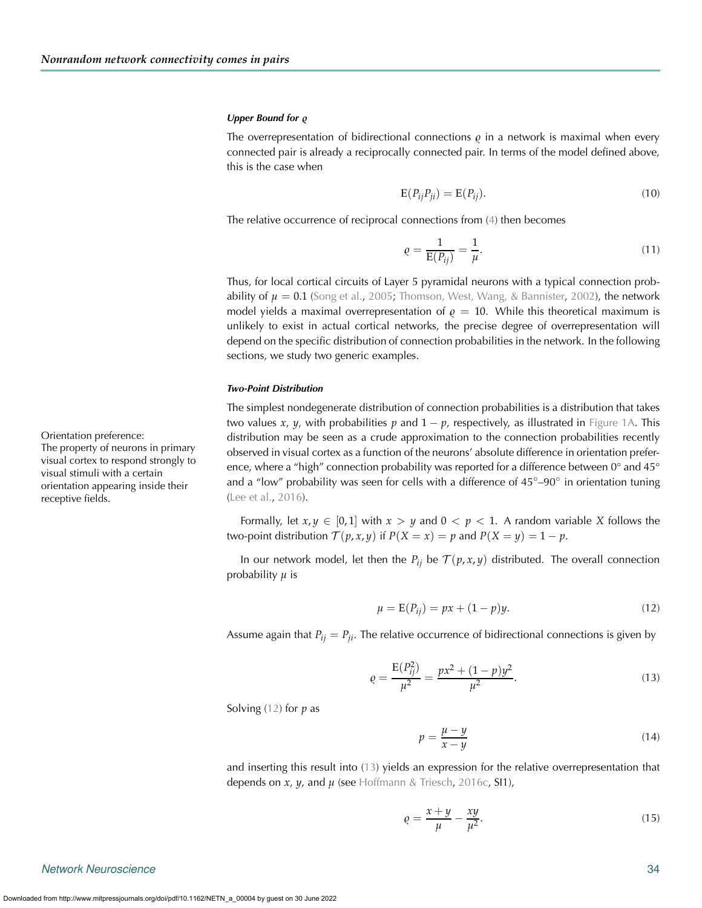#### *Upper Bound for $\varrho$*

The overrepresentation of bidirectional connections $\varrho$ in a network is maximal when every connected pair is already a reciprocally connected pair. In terms of the model defined above, this is the case when

$$\mathrm{E}(P_{ij}P_{ji}) = \mathrm{E}(P_{ij}). \tag{10}$$

The relative occurrence of reciprocal connections from (4) then becomes

$$\varrho = \frac{1}{\mathrm{E}(P_{ij})} = \frac{1}{\mu}. \tag{11}$$

Thus, for local cortical circuits of Layer 5 pyramidal neurons with a typical connection probability of $\mu = 0.1$ (Song et al., 2005; Thomson, West, Wang, & Bannister, 2002), the network model yields a maximal overrepresentation of $\varrho = 10$. While this theoretical maximum is unlikely to exist in actual cortical networks, the precise degree of overrepresentation will depend on the specific distribution of connection probabilities in the network. In the following sections, we study two generic examples.

#### *Two-Point Distribution*

The simplest nondegenerate distribution of connection probabilities is a distribution that takes two values $x$, $y$, with probabilities $p$ and $1-p$, respectively, as illustrated in Figure 1A. This distribution may be seen as a crude approximation to the connection probabilities recently observed in visual cortex as a function of the neurons' absolute difference in orientation preference, where a "high" connection probability was reported for a difference between 0° and 45° and a "low" probability was seen for cells with a difference of 45°–90° in orientation tuning (Lee et al., 2016).

Orientation preference:
The property of neurons in primary visual cortex to respond strongly to visual stimuli with a certain orientation appearing inside their receptive fields.

Formally, let $x, y \in [0,1]$ with $x > y$ and $0 < p < 1$. A random variable $X$ follows the two-point distribution $\mathcal{T}(p,x,y)$ if $P(X = x) = p$ and $P(X = y) = 1 - p$.

In our network model, let then the $P_{ij}$ be $\mathcal{T}(p,x,y)$ distributed. The overall connection probability $\mu$ is

$$\mu = \mathrm{E}(P_{ij}) = px + (1-p)y. \tag{12}$$

Assume again that $P_{ij} = P_{ji}$. The relative occurrence of bidirectional connections is given by

$$\varrho = \frac{\mathrm{E}(P_{ij}^2)}{\mu^2} = \frac{px^2 + (1-p)y^2}{\mu^2}. \tag{13}$$

Solving (12) for $p$ as

$$p = \frac{\mu - y}{x - y} \tag{14}$$

and inserting this result into (13) yields an expression for the relative overrepresentation that depends on $x$, $y$, and $\mu$ (see Hoffmann & Triesch, 2016c, SI1),

$$\varrho = \frac{x+y}{\mu} - \frac{xy}{\mu^2}. \tag{15}$$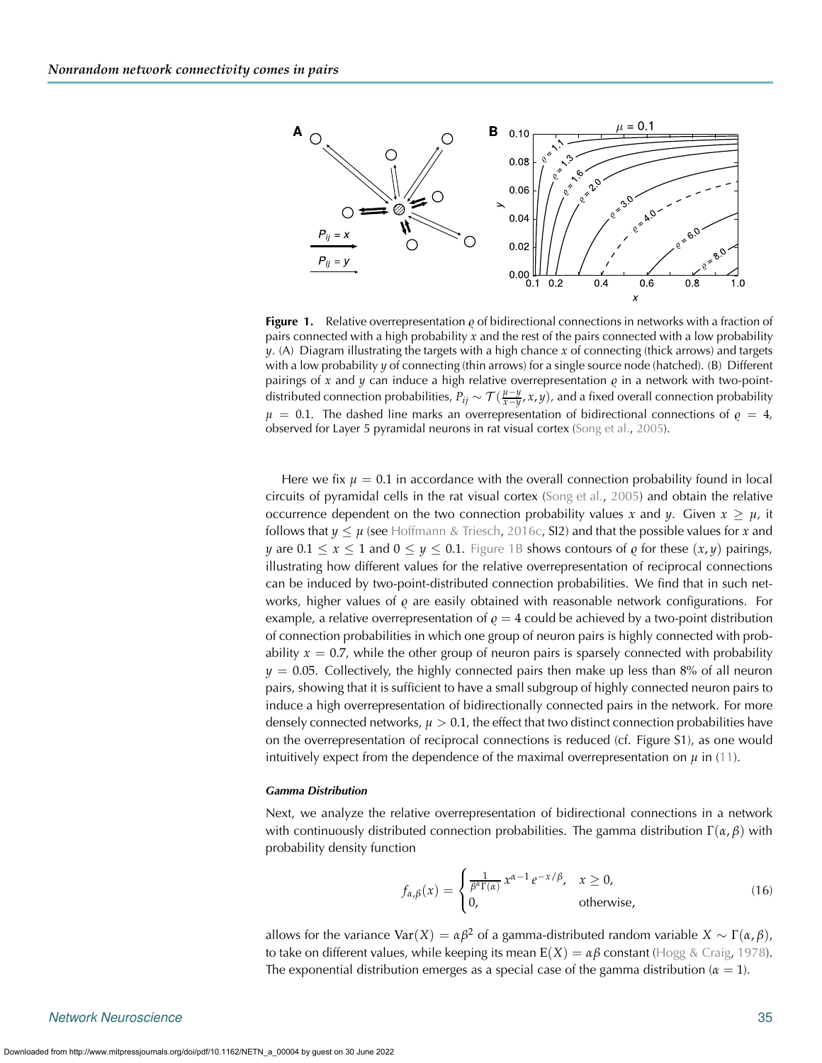**Figure 1.** Relative overrepresentation $\varrho$ of bidirectional connections in networks with a fraction of pairs connected with a high probability $x$ and the rest of the pairs connected with a low probability $y$. (A) Diagram illustrating the targets with a high chance $x$ of connecting (thick arrows) and targets with a low probability $y$ of connecting (thin arrows) for a single source node (hatched). (B) Different pairings of $x$ and $y$ can induce a high relative overrepresentation $\varrho$ in a network with two-point-distributed connection probabilities, $P_{ij} \sim \mathcal{T}(\frac{\mu - y}{x - y}, x, y)$, and a fixed overall connection probability $\mu = 0.1$. The dashed line marks an overrepresentation of bidirectional connections of $\varrho = 4$, observed for Layer 5 pyramidal neurons in rat visual cortex (Song et al., 2005).

Here we fix $\mu = 0.1$ in accordance with the overall connection probability found in local circuits of pyramidal cells in the rat visual cortex (Song et al., 2005) and obtain the relative occurrence dependent on the two connection probability values $x$ and $y$. Given $x \geq \mu$, it follows that $y \leq \mu$ (see Hoffmann & Triesch, 2016c, SI2) and that the possible values for $x$ and $y$ are $0.1 \leq x \leq 1$ and $0 \leq y \leq 0.1$. Figure 1B shows contours of $\varrho$ for these $(x, y)$ pairings, illustrating how different values for the relative overrepresentation of reciprocal connections can be induced by two-point-distributed connection probabilities. We find that in such networks, higher values of $\varrho$ are easily obtained with reasonable network configurations. For example, a relative overrepresentation of $\varrho = 4$ could be achieved by a two-point distribution of connection probabilities in which one group of neuron pairs is highly connected with probability $x = 0.7$, while the other group of neuron pairs is sparsely connected with probability $y = 0.05$. Collectively, the highly connected pairs then make up less than 8% of all neuron pairs, showing that it is sufficient to have a small subgroup of highly connected neuron pairs to induce a high overrepresentation of bidirectionally connected pairs in the network. For more densely connected networks, $\mu > 0.1$, the effect that two distinct connection probabilities have on the overrepresentation of reciprocal connections is reduced (cf. Figure S1), as one would intuitively expect from the dependence of the maximal overrepresentation on $\mu$ in (11).

#### Gamma Distribution

Next, we analyze the relative overrepresentation of bidirectional connections in a network with continuously distributed connection probabilities. The gamma distribution $\Gamma(\alpha, \beta)$ with probability density function

$$f_{\alpha,\beta}(x) = \begin{cases} \frac{1}{\beta^{\alpha}\Gamma(\alpha)}\, x^{\alpha-1}\, e^{-x/\beta}, & x \geq 0, \\ 0, & \text{otherwise}, \end{cases} \tag{16}$$

allows for the variance $\mathrm{Var}(X) = \alpha\beta^2$ of a gamma-distributed random variable $X \sim \Gamma(\alpha, \beta)$, to take on different values, while keeping its mean $\mathrm{E}(X) = \alpha\beta$ constant (Hogg & Craig, 1978). The exponential distribution emerges as a special case of the gamma distribution ($\alpha = 1$).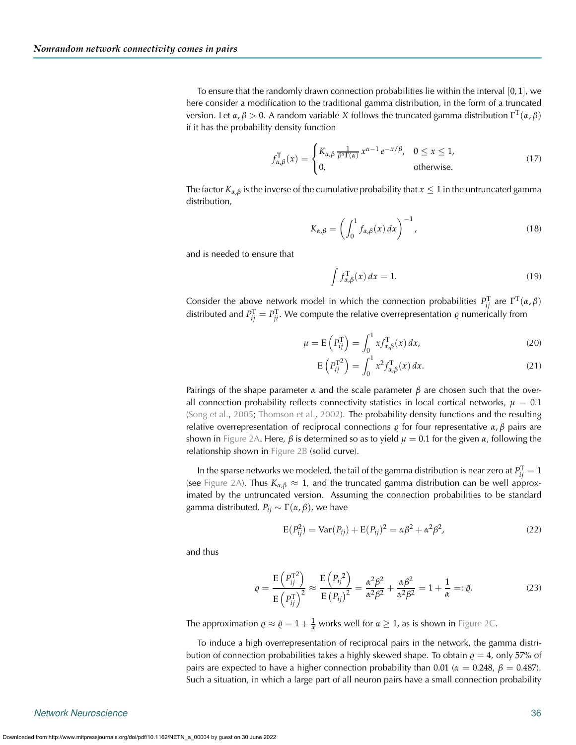To ensure that the randomly drawn connection probabilities lie within the interval $[0, 1]$, we here consider a modification to the traditional gamma distribution, in the form of a truncated version. Let $\alpha, \beta > 0$. A random variable $X$ follows the truncated gamma distribution $\Gamma^{\mathrm{T}}(\alpha, \beta)$ if it has the probability density function

$$f^{\mathrm{T}}_{\alpha,\beta}(x) = \begin{cases} K_{\alpha,\beta} \, \frac{1}{\beta^{\alpha}\Gamma(\alpha)} \, x^{\alpha-1} \, e^{-x/\beta}, & 0 \leq x \leq 1, \\ 0, & \text{otherwise.} \end{cases} \tag{17}$$

The factor $K_{\alpha,\beta}$ is the inverse of the cumulative probability that $x \leq 1$ in the untruncated gamma distribution,

$$K_{\alpha,\beta} = \left( \int_0^1 f_{\alpha,\beta}(x) \, dx \right)^{-1}, \tag{18}$$

and is needed to ensure that

$$\int f^{\mathrm{T}}_{\alpha,\beta}(x) \, dx = 1. \tag{19}$$

Consider the above network model in which the connection probabilities $P^{\mathrm{T}}_{ij}$ are $\Gamma^{\mathrm{T}}(\alpha, \beta)$ distributed and $P^{\mathrm{T}}_{ij} = P^{\mathrm{T}}_{ji}$. We compute the relative overrepresentation $\varrho$ numerically from

$$\mu = \mathrm{E}\left(P^{\mathrm{T}}_{ij}\right) = \int_0^1 x f^{\mathrm{T}}_{\alpha,\beta}(x) \, dx, \tag{20}$$

$$\mathrm{E}\left(P^{\mathrm{T}2}_{ij}\right) = \int_0^1 x^2 f^{\mathrm{T}}_{\alpha,\beta}(x) \, dx. \tag{21}$$

Pairings of the shape parameter $\alpha$ and the scale parameter $\beta$ are chosen such that the overall connection probability reflects connectivity statistics in local cortical networks, $\mu = 0.1$ (Song et al., 2005; Thomson et al., 2002). The probability density functions and the resulting relative overrepresentation of reciprocal connections $\varrho$ for four representative $\alpha, \beta$ pairs are shown in Figure 2A. Here, $\beta$ is determined so as to yield $\mu = 0.1$ for the given $\alpha$, following the relationship shown in Figure 2B (solid curve).

In the sparse networks we modeled, the tail of the gamma distribution is near zero at $P^{\mathrm{T}}_{ij} = 1$ (see Figure 2A). Thus $K_{\alpha,\beta} \approx 1$, and the truncated gamma distribution can be well approximated by the untruncated version. Assuming the connection probabilities to be standard gamma distributed, $P_{ij} \sim \Gamma(\alpha, \beta)$, we have

$$\mathrm{E}(P^2_{ij}) = \mathrm{Var}(P_{ij}) + \mathrm{E}(P_{ij})^2 = \alpha\beta^2 + \alpha^2\beta^2, \tag{22}$$

and thus

$$\varrho = \frac{\mathrm{E}\left(P^{\mathrm{T}2}_{ij}\right)}{\mathrm{E}\left(P^{\mathrm{T}}_{ij}\right)^2} \approx \frac{\mathrm{E}\left(P_{ij}{}^2\right)}{\mathrm{E}\left(P_{ij}\right)^2} = \frac{\alpha^2\beta^2}{\alpha^2\beta^2} + \frac{\alpha\beta^2}{\alpha^2\beta^2} = 1 + \frac{1}{\alpha} =: \tilde{\varrho}. \tag{23}$$

The approximation $\varrho \approx \tilde{\varrho} = 1 + \frac{1}{\alpha}$ works well for $\alpha \geq 1$, as is shown in Figure 2C.

To induce a high overrepresentation of reciprocal pairs in the network, the gamma distribution of connection probabilities takes a highly skewed shape. To obtain $\varrho = 4$, only 57% of pairs are expected to have a higher connection probability than 0.01 ($\alpha = 0.248$, $\beta = 0.487$). Such a situation, in which a large part of all neuron pairs have a small connection probability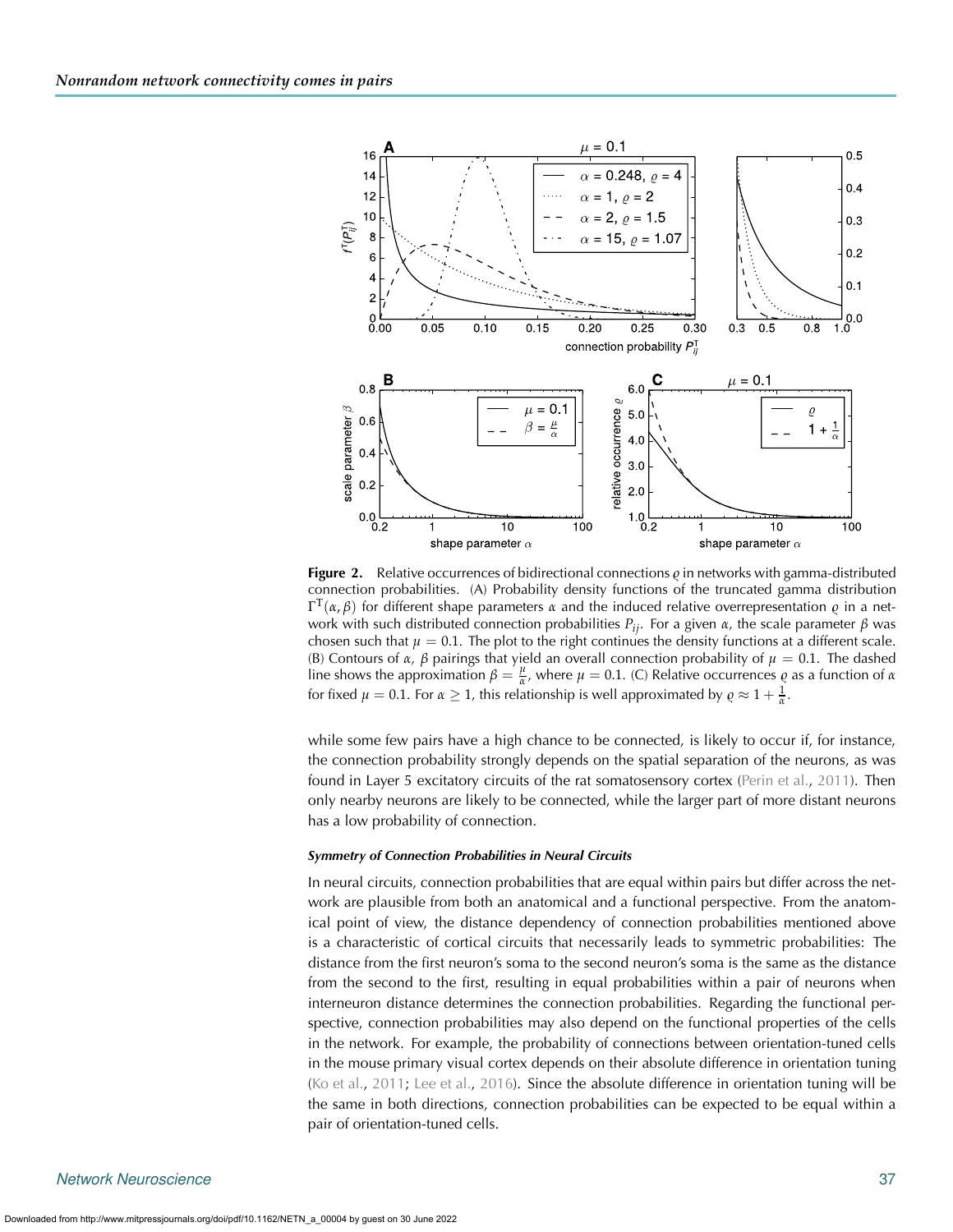**Figure 2.** Relative occurrences of bidirectional connections $\varrho$ in networks with gamma-distributed connection probabilities. (A) Probability density functions of the truncated gamma distribution $\Gamma^{T}(\alpha, \beta)$ for different shape parameters $\alpha$ and the induced relative overrepresentation $\varrho$ in a network with such distributed connection probabilities $P_{ij}$. For a given $\alpha$, the scale parameter $\beta$ was chosen such that $\mu = 0.1$. The plot to the right continues the density functions at a different scale. (B) Contours of $\alpha$, $\beta$ pairings that yield an overall connection probability of $\mu = 0.1$. The dashed line shows the approximation $\beta = \frac{\mu}{\alpha}$, where $\mu = 0.1$. (C) Relative occurrences $\varrho$ as a function of $\alpha$ for fixed $\mu = 0.1$. For $\alpha \geq 1$, this relationship is well approximated by $\varrho \approx 1 + \frac{1}{\alpha}$.

while some few pairs have a high chance to be connected, is likely to occur if, for instance, the connection probability strongly depends on the spatial separation of the neurons, as was found in Layer 5 excitatory circuits of the rat somatosensory cortex (Perin et al., 2011). Then only nearby neurons are likely to be connected, while the larger part of more distant neurons has a low probability of connection.

#### *Symmetry of Connection Probabilities in Neural Circuits*

In neural circuits, connection probabilities that are equal within pairs but differ across the network are plausible from both an anatomical and a functional perspective. From the anatomical point of view, the distance dependency of connection probabilities mentioned above is a characteristic of cortical circuits that necessarily leads to symmetric probabilities: The distance from the first neuron's soma to the second neuron's soma is the same as the distance from the second to the first, resulting in equal probabilities within a pair of neurons when interneuron distance determines the connection probabilities. Regarding the functional perspective, connection probabilities may also depend on the functional properties of the cells in the network. For example, the probability of connections between orientation-tuned cells in the mouse primary visual cortex depends on their absolute difference in orientation tuning (Ko et al., 2011; Lee et al., 2016). Since the absolute difference in orientation tuning will be the same in both directions, connection probabilities can be expected to be equal within a pair of orientation-tuned cells.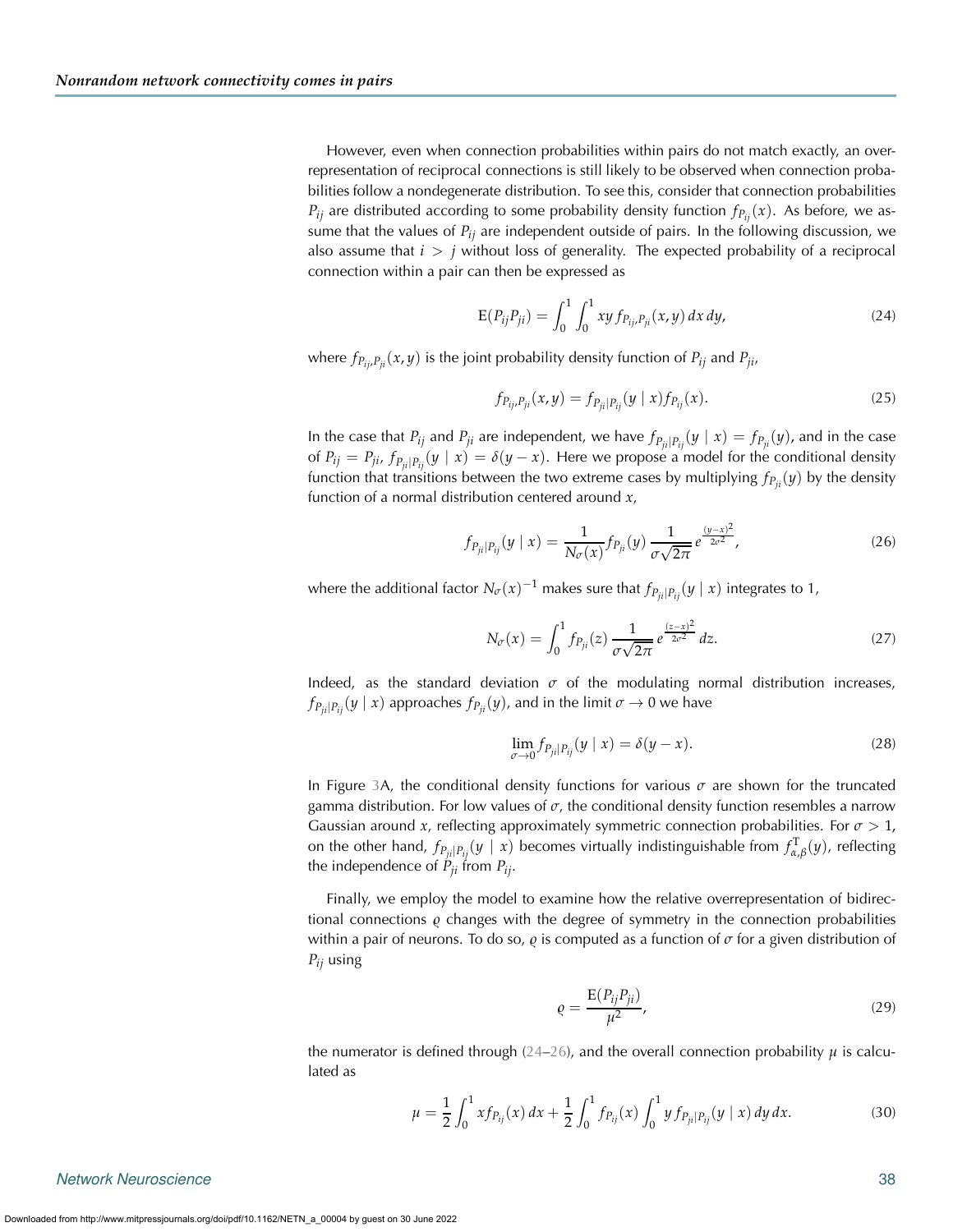However, even when connection probabilities within pairs do not match exactly, an overrepresentation of reciprocal connections is still likely to be observed when connection probabilities follow a nondegenerate distribution. To see this, consider that connection probabilities $P_{ij}$ are distributed according to some probability density function $f_{P_{ij}}(x)$. As before, we assume that the values of $P_{ij}$ are independent outside of pairs. In the following discussion, we also assume that $i > j$ without loss of generality. The expected probability of a reciprocal connection within a pair can then be expressed as

$$\mathrm{E}(P_{ij}P_{ji}) = \int_0^1 \int_0^1 xy \, f_{P_{ij},P_{ji}}(x,y) \, dx \, dy, \tag{24}$$

where $f_{P_{ij},P_{ji}}(x,y)$ is the joint probability density function of $P_{ij}$ and $P_{ji}$,

$$f_{P_{ij},P_{ji}}(x,y) = f_{P_{ji}|P_{ij}}(y \mid x) f_{P_{ij}}(x). \tag{25}$$

In the case that $P_{ij}$ and $P_{ji}$ are independent, we have $f_{P_{ji}|P_{ij}}(y \mid x) = f_{P_{ji}}(y)$, and in the case of $P_{ij} = P_{ji}$, $f_{P_{ji}|P_{ij}}(y \mid x) = \delta(y - x)$. Here we propose a model for the conditional density function that transitions between the two extreme cases by multiplying $f_{P_{ji}}(y)$ by the density function of a normal distribution centered around $x$,

$$f_{P_{ji}|P_{ij}}(y \mid x) = \frac{1}{N_\sigma(x)} f_{P_{ji}}(y) \, \frac{1}{\sigma\sqrt{2\pi}} \, e^{\frac{(y-x)^2}{2\sigma^2}}, \tag{26}$$

where the additional factor $N_\sigma(x)^{-1}$ makes sure that $f_{P_{ji}|P_{ij}}(y \mid x)$ integrates to 1,

$$N_\sigma(x) = \int_0^1 f_{P_{ji}}(z) \, \frac{1}{\sigma\sqrt{2\pi}} \, e^{\frac{(z-x)^2}{2\sigma^2}} \, dz. \tag{27}$$

Indeed, as the standard deviation $\sigma$ of the modulating normal distribution increases, $f_{P_{ji}|P_{ij}}(y \mid x)$ approaches $f_{P_{ji}}(y)$, and in the limit $\sigma \to 0$ we have

$$\lim_{\sigma \to 0} f_{P_{ji}|P_{ij}}(y \mid x) = \delta(y - x). \tag{28}$$

In Figure 3A, the conditional density functions for various $\sigma$ are shown for the truncated gamma distribution. For low values of $\sigma$, the conditional density function resembles a narrow Gaussian around $x$, reflecting approximately symmetric connection probabilities. For $\sigma > 1$, on the other hand, $f_{P_{ji}|P_{ij}}(y \mid x)$ becomes virtually indistinguishable from $f^{\mathrm{T}}_{\alpha,\beta}(y)$, reflecting the independence of $P_{ji}$ from $P_{ij}$.

Finally, we employ the model to examine how the relative overrepresentation of bidirectional connections $\varrho$ changes with the degree of symmetry in the connection probabilities within a pair of neurons. To do so, $\varrho$ is computed as a function of $\sigma$ for a given distribution of $P_{ij}$ using

$$\varrho = \frac{\mathrm{E}(P_{ij}P_{ji})}{\mu^2}, \tag{29}$$

the numerator is defined through (24–26), and the overall connection probability $\mu$ is calculated as

$$\mu = \frac{1}{2} \int_0^1 x f_{P_{ij}}(x) \, dx + \frac{1}{2} \int_0^1 f_{P_{ij}}(x) \int_0^1 y \, f_{P_{ji}|P_{ij}}(y \mid x) \, dy \, dx. \tag{30}$$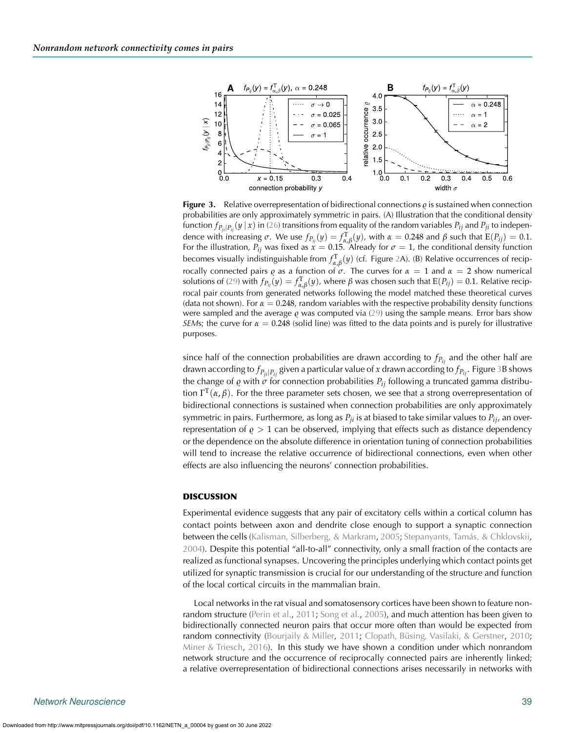**Figure 3.** Relative overrepresentation of bidirectional connections $\varrho$ is sustained when connection probabilities are only approximately symmetric in pairs. (A) Illustration that the conditional density function $f_{P_{ji}|P_{ij}}(y \mid x)$ in (26) transitions from equality of the random variables $P_{ij}$ and $P_{ji}$ to independence with increasing $\sigma$. We use $f_{P_{ij}}(y) = f^{\mathrm{T}}_{\alpha,\beta}(y)$, with $\alpha = 0.248$ and $\beta$ such that $\mathrm{E}(P_{ij}) = 0.1$. For the illustration, $P_{ij}$ was fixed as $x = 0.15$. Already for $\sigma = 1$, the conditional density function becomes visually indistinguishable from $f^{\mathrm{T}}_{\alpha,\beta}(y)$ (cf. Figure 2A). (B) Relative occurrences of reciprocally connected pairs $\varrho$ as a function of $\sigma$. The curves for $\alpha = 1$ and $\alpha = 2$ show numerical solutions of (29) with $f_{P_{ij}}(y) = f^{\mathrm{T}}_{\alpha,\beta}(y)$, where $\beta$ was chosen such that $\mathrm{E}(P_{ij}) = 0.1$. Relative reciprocal pair counts from generated networks following the model matched these theoretical curves (data not shown). For $\alpha = 0.248$, random variables with the respective probability density functions were sampled and the average $\varrho$ was computed via (29) using the sample means. Error bars show *SEM*s; the curve for $\alpha = 0.248$ (solid line) was fitted to the data points and is purely for illustrative purposes.

since half of the connection probabilities are drawn according to $f_{P_{ij}}$ and the other half are drawn according to $f_{P_{ji}|P_{ij}}$ given a particular value of $x$ drawn according to $f_{P_{ij}}$. Figure 3B shows the change of $\varrho$ with $\sigma$ for connection probabilities $P_{ij}$ following a truncated gamma distribution $\Gamma^{\mathrm{T}}(\alpha, \beta)$. For the three parameter sets chosen, we see that a strong overrepresentation of bidirectional connections is sustained when connection probabilities are only approximately symmetric in pairs. Furthermore, as long as $P_{ji}$ is at biased to take similar values to $P_{ij}$, an overrepresentation of $\varrho > 1$ can be observed, implying that effects such as distance dependency or the dependence on the absolute difference in orientation tuning of connection probabilities will tend to increase the relative occurrence of bidirectional connections, even when other effects are also influencing the neurons' connection probabilities.

## DISCUSSION

Experimental evidence suggests that any pair of excitatory cells within a cortical column has contact points between axon and dendrite close enough to support a synaptic connection between the cells (Kalisman, Silberberg, & Markram, 2005; Stepanyants, Tamás, & Chklovskii, 2004). Despite this potential "all-to-all" connectivity, only a small fraction of the contacts are realized as functional synapses. Uncovering the principles underlying which contact points get utilized for synaptic transmission is crucial for our understanding of the structure and function of the local cortical circuits in the mammalian brain.

Local networks in the rat visual and somatosensory cortices have been shown to feature nonrandom structure (Perin et al., 2011; Song et al., 2005), and much attention has been given to bidirectionally connected neuron pairs that occur more often than would be expected from random connectivity (Bourjaily & Miller, 2011; Clopath, Büsing, Vasilaki, & Gerstner, 2010; Miner & Triesch, 2016). In this study we have shown a condition under which nonrandom network structure and the occurrence of reciprocally connected pairs are inherently linked; a relative overrepresentation of bidirectional connections arises necessarily in networks with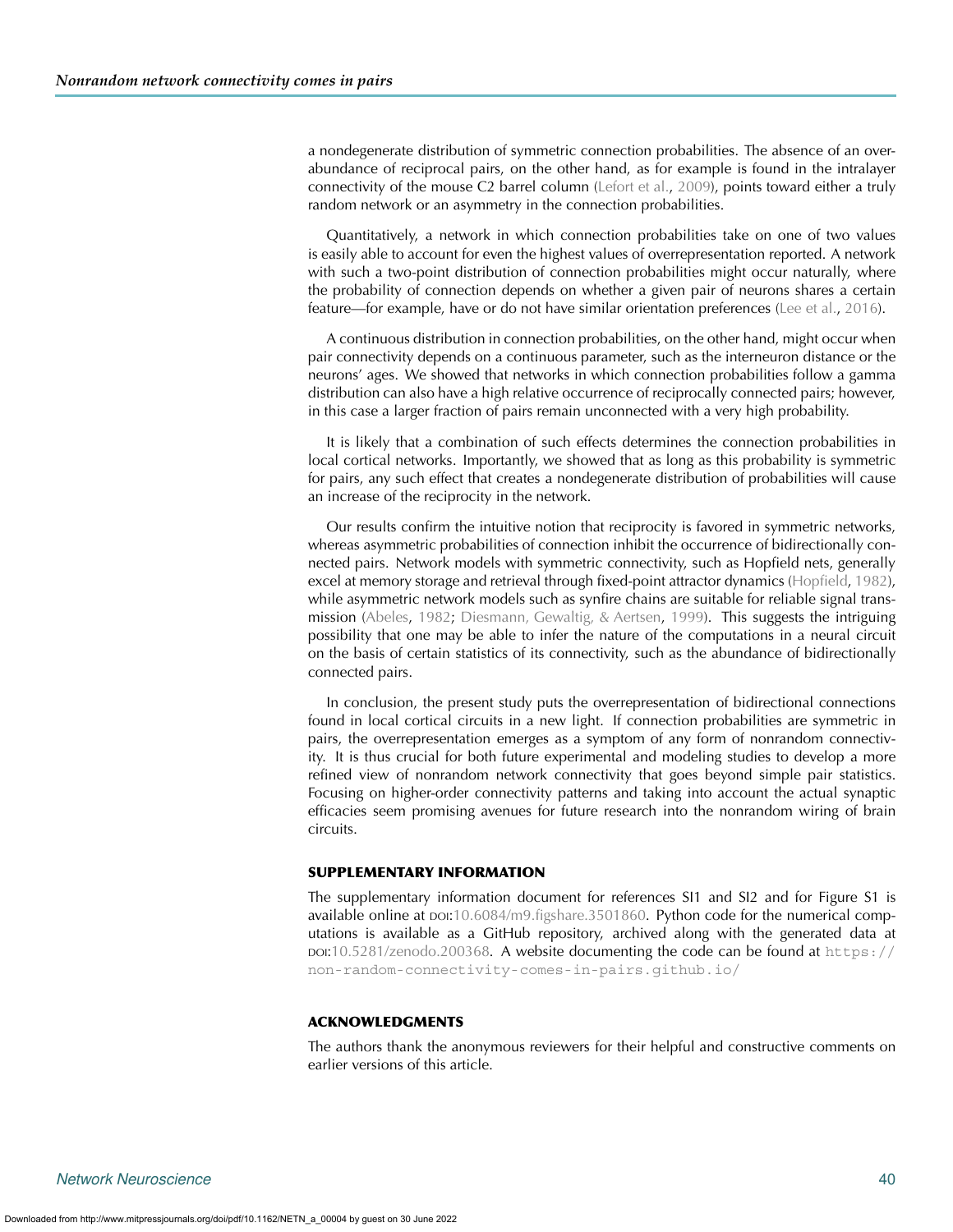a nondegenerate distribution of symmetric connection probabilities. The absence of an overabundance of reciprocal pairs, on the other hand, as for example is found in the intralayer connectivity of the mouse C2 barrel column (Lefort et al., 2009), points toward either a truly random network or an asymmetry in the connection probabilities.

Quantitatively, a network in which connection probabilities take on one of two values is easily able to account for even the highest values of overrepresentation reported. A network with such a two-point distribution of connection probabilities might occur naturally, where the probability of connection depends on whether a given pair of neurons shares a certain feature—for example, have or do not have similar orientation preferences (Lee et al., 2016).

A continuous distribution in connection probabilities, on the other hand, might occur when pair connectivity depends on a continuous parameter, such as the interneuron distance or the neurons' ages. We showed that networks in which connection probabilities follow a gamma distribution can also have a high relative occurrence of reciprocally connected pairs; however, in this case a larger fraction of pairs remain unconnected with a very high probability.

It is likely that a combination of such effects determines the connection probabilities in local cortical networks. Importantly, we showed that as long as this probability is symmetric for pairs, any such effect that creates a nondegenerate distribution of probabilities will cause an increase of the reciprocity in the network.

Our results confirm the intuitive notion that reciprocity is favored in symmetric networks, whereas asymmetric probabilities of connection inhibit the occurrence of bidirectionally connected pairs. Network models with symmetric connectivity, such as Hopfield nets, generally excel at memory storage and retrieval through fixed-point attractor dynamics (Hopfield, 1982), while asymmetric network models such as synfire chains are suitable for reliable signal transmission (Abeles, 1982; Diesmann, Gewaltig, & Aertsen, 1999). This suggests the intriguing possibility that one may be able to infer the nature of the computations in a neural circuit on the basis of certain statistics of its connectivity, such as the abundance of bidirectionally connected pairs.

In conclusion, the present study puts the overrepresentation of bidirectional connections found in local cortical circuits in a new light. If connection probabilities are symmetric in pairs, the overrepresentation emerges as a symptom of any form of nonrandom connectivity. It is thus crucial for both future experimental and modeling studies to develop a more refined view of nonrandom network connectivity that goes beyond simple pair statistics. Focusing on higher-order connectivity patterns and taking into account the actual synaptic efficacies seem promising avenues for future research into the nonrandom wiring of brain circuits.

## SUPPLEMENTARY INFORMATION

The supplementary information document for references SI1 and SI2 and for Figure S1 is available online at DOI:10.6084/m9.figshare.3501860. Python code for the numerical computations is available as a GitHub repository, archived along with the generated data at DOI:10.5281/zenodo.200368. A website documenting the code can be found at `https://non-random-connectivity-comes-in-pairs.github.io/`

## ACKNOWLEDGMENTS

The authors thank the anonymous reviewers for their helpful and constructive comments on earlier versions of this article.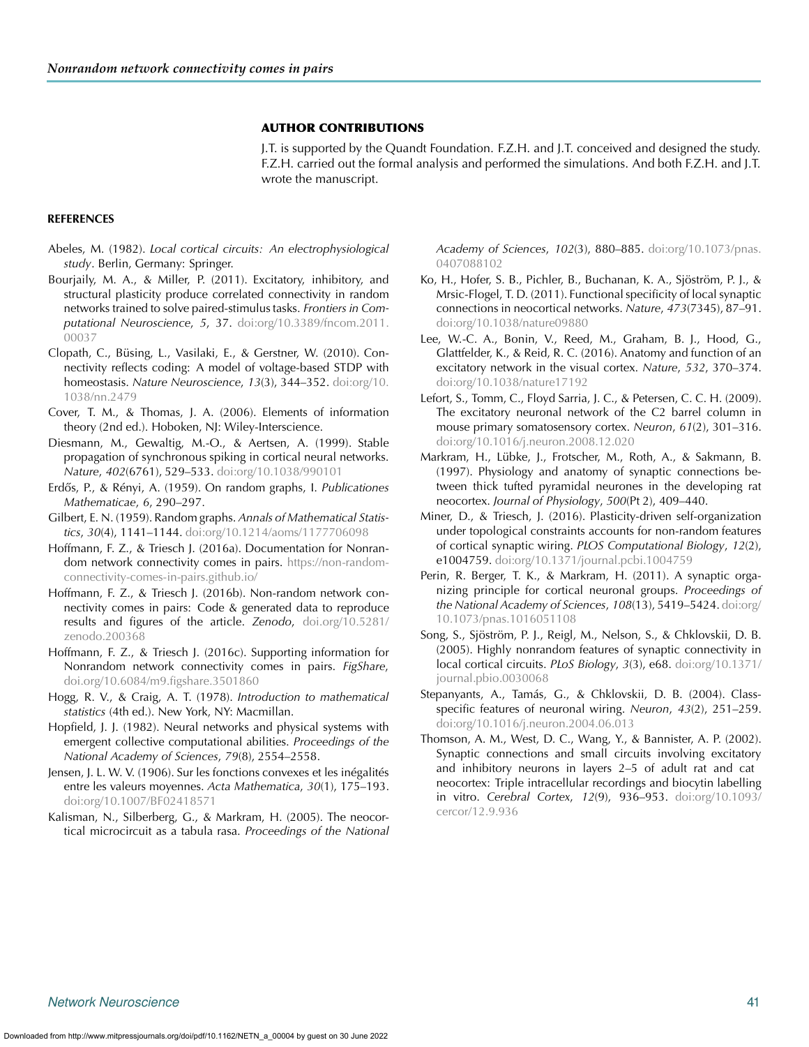## AUTHOR CONTRIBUTIONS

J.T. is supported by the Quandt Foundation. F.Z.H. and J.T. conceived and designed the study. F.Z.H. carried out the formal analysis and performed the simulations. And both F.Z.H. and J.T. wrote the manuscript.

## REFERENCES

Abeles, M. (1982). *Local cortical circuits: An electrophysiological study*. Berlin, Germany: Springer.

Bourjaily, M. A., & Miller, P. (2011). Excitatory, inhibitory, and structural plasticity produce correlated connectivity in random networks trained to solve paired-stimulus tasks. *Frontiers in Computational Neuroscience*, *5*, 37. doi:org/10.3389/fncom.2011.00037

Clopath, C., Büsing, L., Vasilaki, E., & Gerstner, W. (2010). Connectivity reflects coding: A model of voltage-based STDP with homeostasis. *Nature Neuroscience*, *13*(3), 344–352. doi:org/10.1038/nn.2479

Cover, T. M., & Thomas, J. A. (2006). Elements of information theory (2nd ed.). Hoboken, NJ: Wiley-Interscience.

Diesmann, M., Gewaltig, M.-O., & Aertsen, A. (1999). Stable propagation of synchronous spiking in cortical neural networks. *Nature*, *402*(6761), 529–533. doi:org/10.1038/990101

Erdős, P., & Rényi, A. (1959). On random graphs, I. *Publicationes Mathematicae*, *6*, 290–297.

Gilbert, E. N. (1959). Random graphs. *Annals of Mathematical Statistics*, *30*(4), 1141–1144. doi:org/10.1214/aoms/1177706098

Hoffmann, F. Z., & Triesch J. (2016a). Documentation for Nonrandom network connectivity comes in pairs. https://non-random-connectivity-comes-in-pairs.github.io/

Hoffmann, F. Z., & Triesch J. (2016b). Non-random network connectivity comes in pairs: Code & generated data to reproduce results and figures of the article. *Zenodo*, doi.org/10.5281/zenodo.200368

Hoffmann, F. Z., & Triesch J. (2016c). Supporting information for Nonrandom network connectivity comes in pairs. *FigShare*, doi.org/10.6084/m9.figshare.3501860

Hogg, R. V., & Craig, A. T. (1978). *Introduction to mathematical statistics* (4th ed.). New York, NY: Macmillan.

Hopfield, J. J. (1982). Neural networks and physical systems with emergent collective computational abilities. *Proceedings of the National Academy of Sciences*, *79*(8), 2554–2558.

Jensen, J. L. W. V. (1906). Sur les fonctions convexes et les inégalités entre les valeurs moyennes. *Acta Mathematica*, *30*(1), 175–193. doi:org/10.1007/BF02418571

Kalisman, N., Silberberg, G., & Markram, H. (2005). The neocortical microcircuit as a tabula rasa. *Proceedings of the National Academy of Sciences*, *102*(3), 880–885. doi:org/10.1073/pnas.0407088102

Ko, H., Hofer, S. B., Pichler, B., Buchanan, K. A., Sjöström, P. J., & Mrsic-Flogel, T. D. (2011). Functional specificity of local synaptic connections in neocortical networks. *Nature*, *473*(7345), 87–91. doi:org/10.1038/nature09880

Lee, W.-C. A., Bonin, V., Reed, M., Graham, B. J., Hood, G., Glattfelder, K., & Reid, R. C. (2016). Anatomy and function of an excitatory network in the visual cortex. *Nature*, *532*, 370–374. doi:org/10.1038/nature17192

Lefort, S., Tomm, C., Floyd Sarria, J. C., & Petersen, C. C. H. (2009). The excitatory neuronal network of the C2 barrel column in mouse primary somatosensory cortex. *Neuron*, *61*(2), 301–316. doi:org/10.1016/j.neuron.2008.12.020

Markram, H., Lübke, J., Frotscher, M., Roth, A., & Sakmann, B. (1997). Physiology and anatomy of synaptic connections between thick tufted pyramidal neurones in the developing rat neocortex. *Journal of Physiology*, *500*(Pt 2), 409–440.

Miner, D., & Triesch, J. (2016). Plasticity-driven self-organization under topological constraints accounts for non-random features of cortical synaptic wiring. *PLOS Computational Biology*, *12*(2), e1004759. doi:org/10.1371/journal.pcbi.1004759

Perin, R. Berger, T. K., & Markram, H. (2011). A synaptic organizing principle for cortical neuronal groups. *Proceedings of the National Academy of Sciences*, *108*(13), 5419–5424. doi:org/10.1073/pnas.1016051108

Song, S., Sjöström, P. J., Reigl, M., Nelson, S., & Chklovskii, D. B. (2005). Highly nonrandom features of synaptic connectivity in local cortical circuits. *PLoS Biology*, *3*(3), e68. doi:org/10.1371/journal.pbio.0030068

Stepanyants, A., Tamás, G., & Chklovskii, D. B. (2004). Class-specific features of neuronal wiring. *Neuron*, *43*(2), 251–259. doi:org/10.1016/j.neuron.2004.06.013

Thomson, A. M., West, D. C., Wang, Y., & Bannister, A. P. (2002). Synaptic connections and small circuits involving excitatory and inhibitory neurons in layers 2–5 of adult rat and cat neocortex: Triple intracellular recordings and biocytin labelling in vitro. *Cerebral Cortex*, *12*(9), 936–953. doi:org/10.1093/cercor/12.9.936